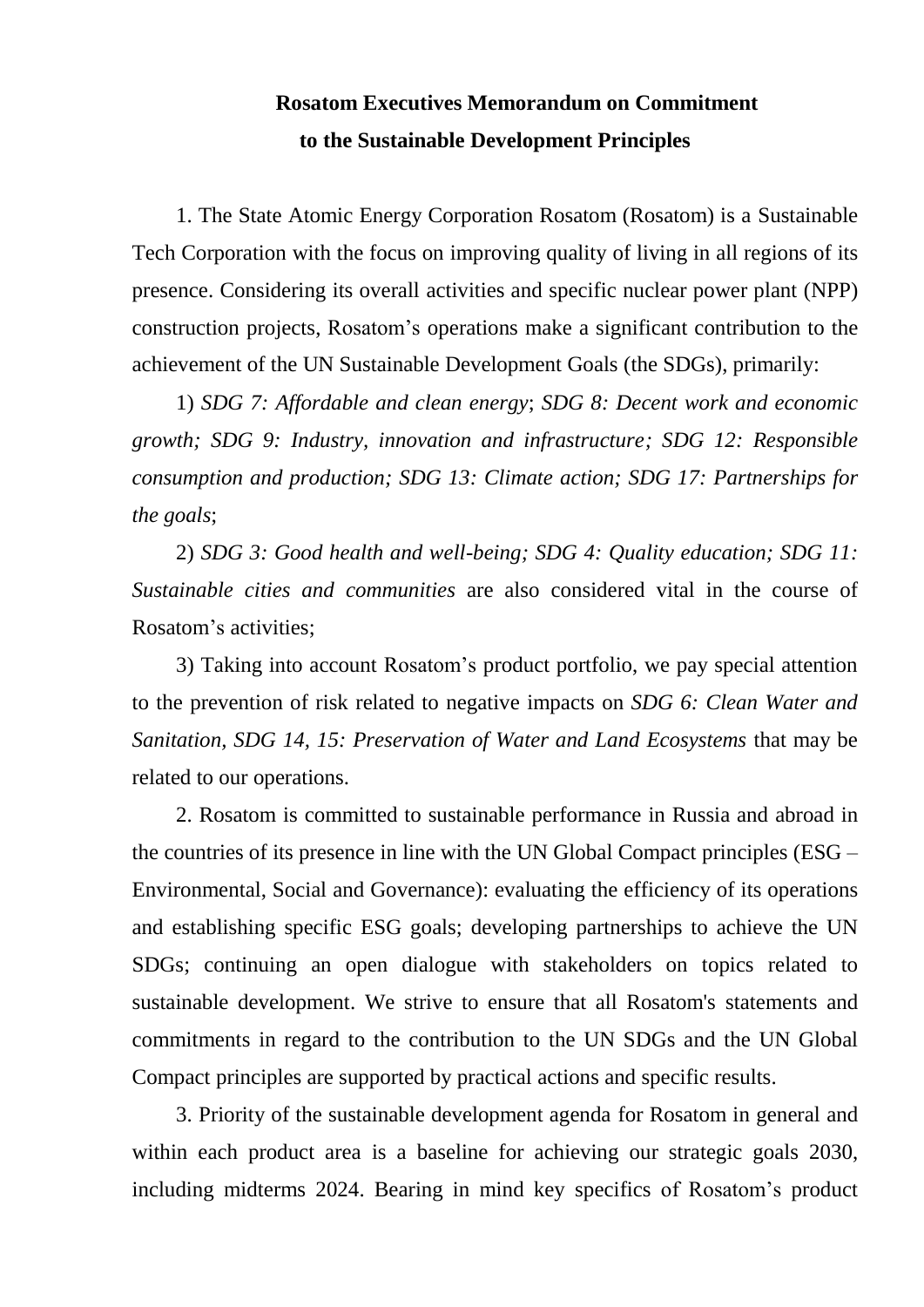**Rosatom Executives Memorandum on Commitment to the Sustainable Development Principles**

1. The State Atomic Energy Corporation Rosatom (Rosatom) is a Sustainable Tech Corporation with the focus on improving quality of living in all regions of its presence. Considering its overall activities and specific nuclear power plant (NPP) construction projects, Rosatom's operations make a significant contribution to the achievement of the UN Sustainable Development Goals (the SDGs), primarily:

1) *SDG 7: Affordable and clean energy*; *SDG 8: Decent work and economic growth; SDG 9: Industry, innovation and infrastructure; SDG 12: Responsible consumption and production; SDG 13: Climate action; SDG 17: Partnerships for the goals*;

2) *SDG 3: Good health and well-being; SDG 4: Quality education; SDG 11: Sustainable cities and communities* are also considered vital in the course of Rosatom's activities;

3) Taking into account Rosatom's product portfolio, we pay special attention to the prevention of risk related to negative impacts on *SDG 6: Clean Water and Sanitation, SDG 14, 15: Preservation of Water and Land Ecosystems* that may be related to our operations.

2. Rosatom is committed to sustainable performance in Russia and abroad in the countries of its presence in line with the UN Global Compact principles (ESG – Environmental, Social and Governance): evaluating the efficiency of its operations and establishing specific ESG goals; developing partnerships to achieve the UN SDGs; continuing an open dialogue with stakeholders on topics related to sustainable development. We strive to ensure that all Rosatom's statements and commitments in regard to the contribution to the UN SDGs and the UN Global Compact principles are supported by practical actions and specific results.

3. Priority of the sustainable development agenda for Rosatom in general and within each product area is a baseline for achieving our strategic goals 2030, including midterms 2024. Bearing in mind key specifics of Rosatom's product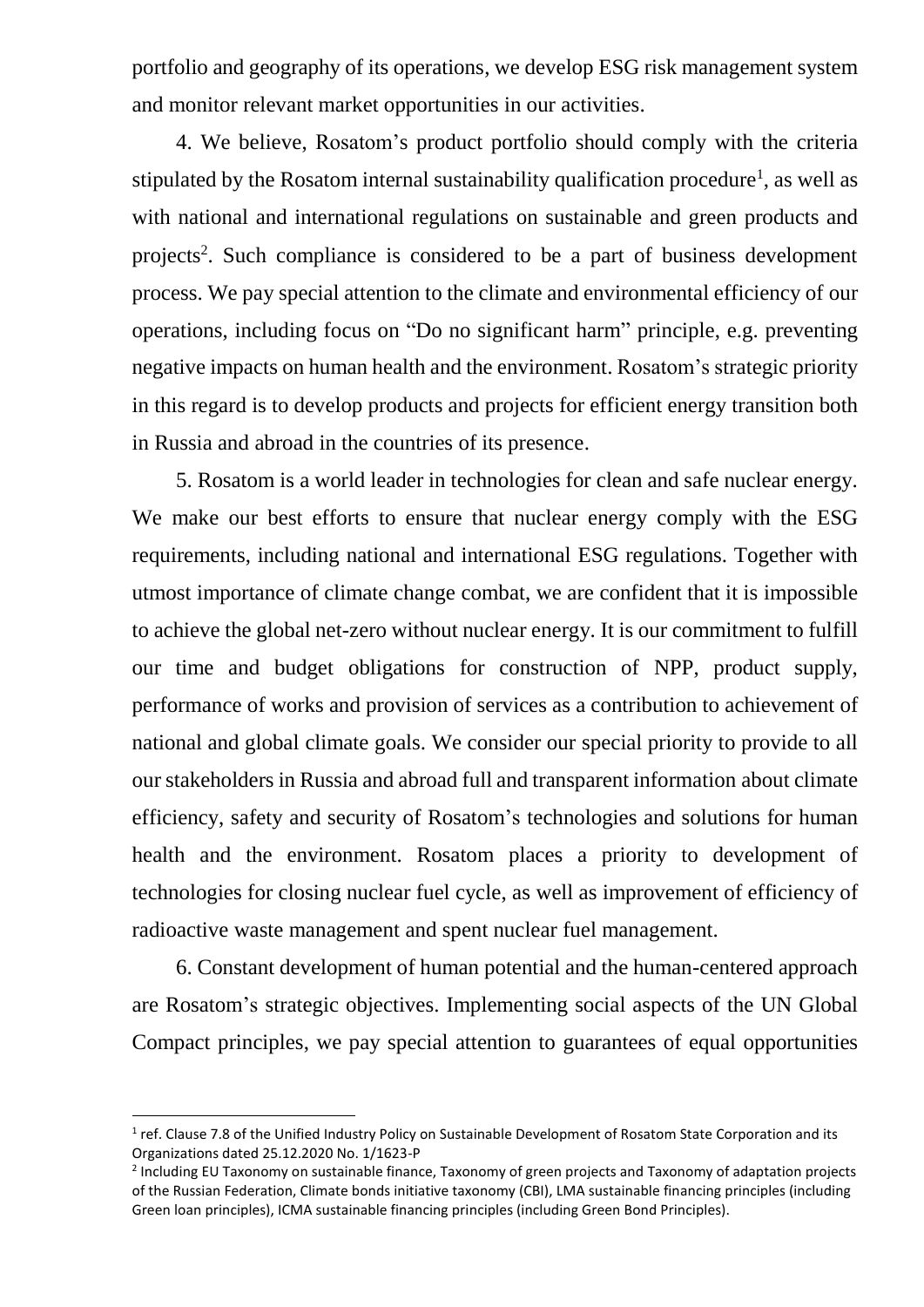portfolio and geography of its operations, we develop ESG risk management system and monitor relevant market opportunities in our activities.

4. We believe, Rosatom's product portfolio should comply with the criteria stipulated by the Rosatom internal sustainability qualification procedure[1], as well as with national and international regulations on sustainable and green products and projects[2]. Such compliance is considered to be a part of business development process. We pay special attention to the climate and environmental efficiency of our operations, including focus on "Do no significant harm" principle, e.g. preventing negative impacts on human health and the environment. Rosatom's strategic priority in this regard is to develop products and projects for efficient energy transition both in Russia and abroad in the countries of its presence.

5. Rosatom is a world leader in technologies for clean and safe nuclear energy. We make our best efforts to ensure that nuclear energy comply with the ESG requirements, including national and international ESG regulations. Together with utmost importance of climate change combat, we are confident that it is impossible to achieve the global net-zero without nuclear energy. It is our commitment to fulfill our time and budget obligations for construction of NPP, product supply, performance of works and provision of services as a contribution to achievement of national and global climate goals. We consider our special priority to provide to all our stakeholders in Russia and abroad full and transparent information about climate efficiency, safety and security of Rosatom's technologies and solutions for human health and the environment. Rosatom places a priority to development of technologies for closing nuclear fuel cycle, as well as improvement of efficiency of radioactive waste management and spent nuclear fuel management.

6. Constant development of human potential and the human-centered approach are Rosatom's strategic objectives. Implementing social aspects of the UN Global Compact principles, we pay special attention to guarantees of equal opportunities

---

[1] ref. Clause 7.8 of the Unified Industry Policy on Sustainable Development of Rosatom State Corporation and its Organizations dated 25.12.2020 No. 1/1623-P

[2] Including EU Taxonomy on sustainable finance, Taxonomy of green projects and Taxonomy of adaptation projects of the Russian Federation, Climate bonds initiative taxonomy (CBI), LMA sustainable financing principles (including Green loan principles), ICMA sustainable financing principles (including Green Bond Principles).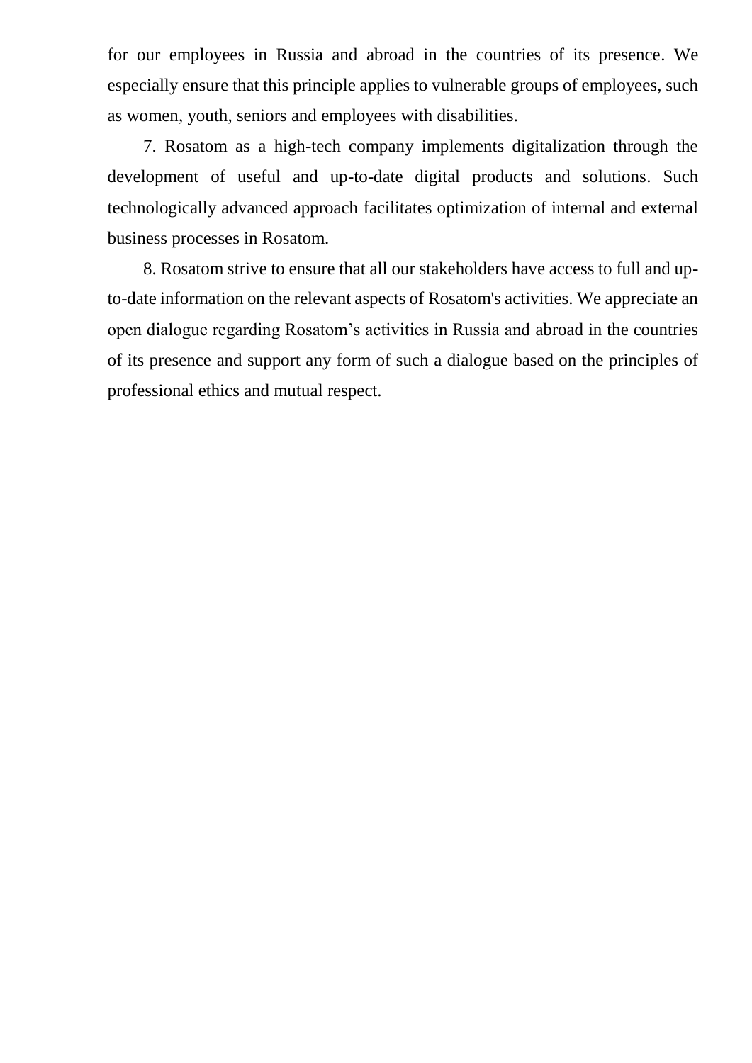for our employees in Russia and abroad in the countries of its presence. We especially ensure that this principle applies to vulnerable groups of employees, such as women, youth, seniors and employees with disabilities.

7. Rosatom as a high-tech company implements digitalization through the development of useful and up-to-date digital products and solutions. Such technologically advanced approach facilitates optimization of internal and external business processes in Rosatom.

8. Rosatom strive to ensure that all our stakeholders have access to full and up-to-date information on the relevant aspects of Rosatom's activities. We appreciate an open dialogue regarding Rosatom's activities in Russia and abroad in the countries of its presence and support any form of such a dialogue based on the principles of professional ethics and mutual respect.